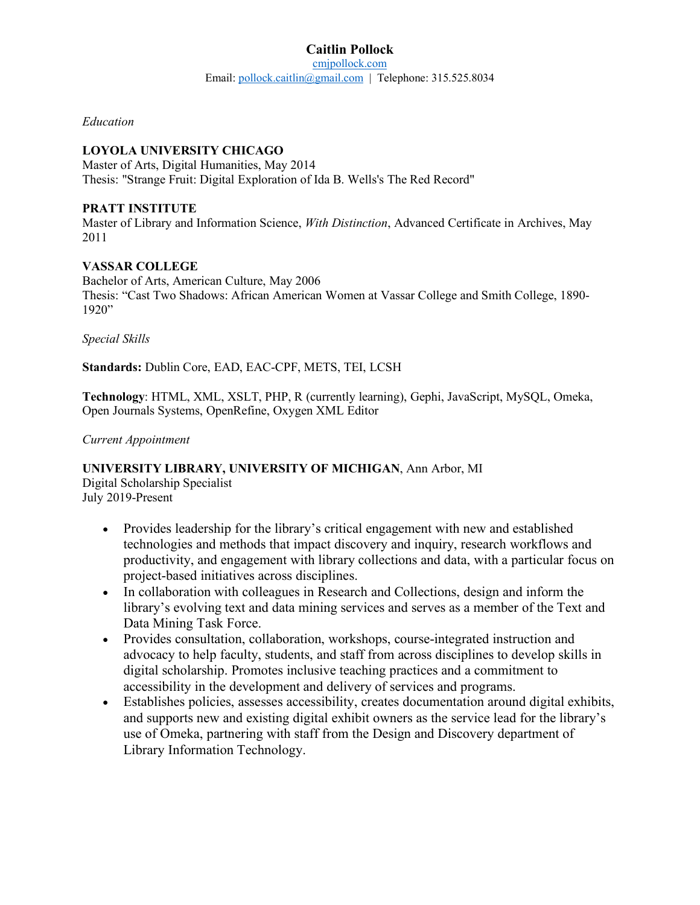# Caitlin Pollock

[cmjpollock.com](cmjpollock.com)

Email: [pollock.caitlin@gmail.com](mailto:pollock.caitlin@gmail.com) | Telephone: 315.525.8034

## *Education*

**LOYOLA UNIVERSITY CHICAGO**
Master of Arts, Digital Humanities, May 2014
Thesis: "Strange Fruit: Digital Exploration of Ida B. Wells's The Red Record"

**PRATT INSTITUTE**
Master of Library and Information Science, *With Distinction*, Advanced Certificate in Archives, May 2011

**VASSAR COLLEGE**
Bachelor of Arts, American Culture, May 2006
Thesis: "Cast Two Shadows: African American Women at Vassar College and Smith College, 1890-1920"

## *Special Skills*

**Standards:** Dublin Core, EAD, EAC-CPF, METS, TEI, LCSH

**Technology**: HTML, XML, XSLT, PHP, R (currently learning), Gephi, JavaScript, MySQL, Omeka, Open Journals Systems, OpenRefine, Oxygen XML Editor

## *Current Appointment*

**UNIVERSITY LIBRARY, UNIVERSITY OF MICHIGAN**, Ann Arbor, MI
Digital Scholarship Specialist
July 2019-Present

- Provides leadership for the library's critical engagement with new and established technologies and methods that impact discovery and inquiry, research workflows and productivity, and engagement with library collections and data, with a particular focus on project-based initiatives across disciplines.
- In collaboration with colleagues in Research and Collections, design and inform the library's evolving text and data mining services and serves as a member of the Text and Data Mining Task Force.
- Provides consultation, collaboration, workshops, course-integrated instruction and advocacy to help faculty, students, and staff from across disciplines to develop skills in digital scholarship. Promotes inclusive teaching practices and a commitment to accessibility in the development and delivery of services and programs.
- Establishes policies, assesses accessibility, creates documentation around digital exhibits, and supports new and existing digital exhibit owners as the service lead for the library's use of Omeka, partnering with staff from the Design and Discovery department of Library Information Technology.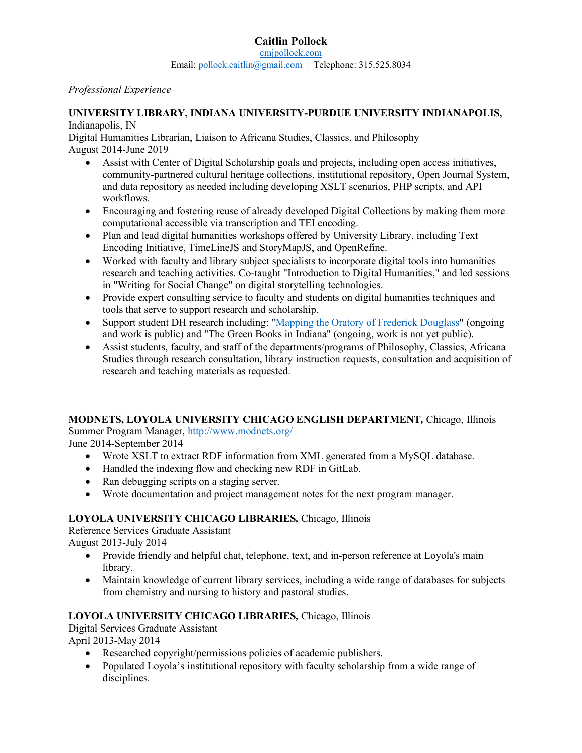# Caitlin Pollock

[cmjpollock.com](cmjpollock.com)
Email: [pollock.caitlin@gmail.com](mailto:pollock.caitlin@gmail.com) | Telephone: 315.525.8034

*Professional Experience*

**UNIVERSITY LIBRARY, INDIANA UNIVERSITY-PURDUE UNIVERSITY INDIANAPOLIS,** Indianapolis, IN
Digital Humanities Librarian, Liaison to Africana Studies, Classics, and Philosophy
August 2014-June 2019

- Assist with Center of Digital Scholarship goals and projects, including open access initiatives, community-partnered cultural heritage collections, institutional repository, Open Journal System, and data repository as needed including developing XSLT scenarios, PHP scripts, and API workflows.
- Encouraging and fostering reuse of already developed Digital Collections by making them more computational accessible via transcription and TEI encoding.
- Plan and lead digital humanities workshops offered by University Library, including Text Encoding Initiative, TimeLineJS and StoryMapJS, and OpenRefine.
- Worked with faculty and library subject specialists to incorporate digital tools into humanities research and teaching activities. Co-taught "Introduction to Digital Humanities," and led sessions in "Writing for Social Change" on digital storytelling technologies.
- Provide expert consulting service to faculty and students on digital humanities techniques and tools that serve to support research and scholarship.
- Support student DH research including: "Mapping the Oratory of Frederick Douglass" (ongoing and work is public) and "The Green Books in Indiana" (ongoing, work is not yet public).
- Assist students, faculty, and staff of the departments/programs of Philosophy, Classics, Africana Studies through research consultation, library instruction requests, consultation and acquisition of research and teaching materials as requested.

**MODNETS, LOYOLA UNIVERSITY CHICAGO ENGLISH DEPARTMENT,** Chicago, Illinois
Summer Program Manager, [http://www.modnets.org/](http://www.modnets.org/)
June 2014-September 2014

- Wrote XSLT to extract RDF information from XML generated from a MySQL database.
- Handled the indexing flow and checking new RDF in GitLab.
- Ran debugging scripts on a staging server.
- Wrote documentation and project management notes for the next program manager.

**LOYOLA UNIVERSITY CHICAGO LIBRARIES,** Chicago, Illinois
Reference Services Graduate Assistant
August 2013-July 2014

- Provide friendly and helpful chat, telephone, text, and in-person reference at Loyola's main library.
- Maintain knowledge of current library services, including a wide range of databases for subjects from chemistry and nursing to history and pastoral studies.

**LOYOLA UNIVERSITY CHICAGO LIBRARIES,** Chicago, Illinois
Digital Services Graduate Assistant
April 2013-May 2014

- Researched copyright/permissions policies of academic publishers.
- Populated Loyola's institutional repository with faculty scholarship from a wide range of disciplines.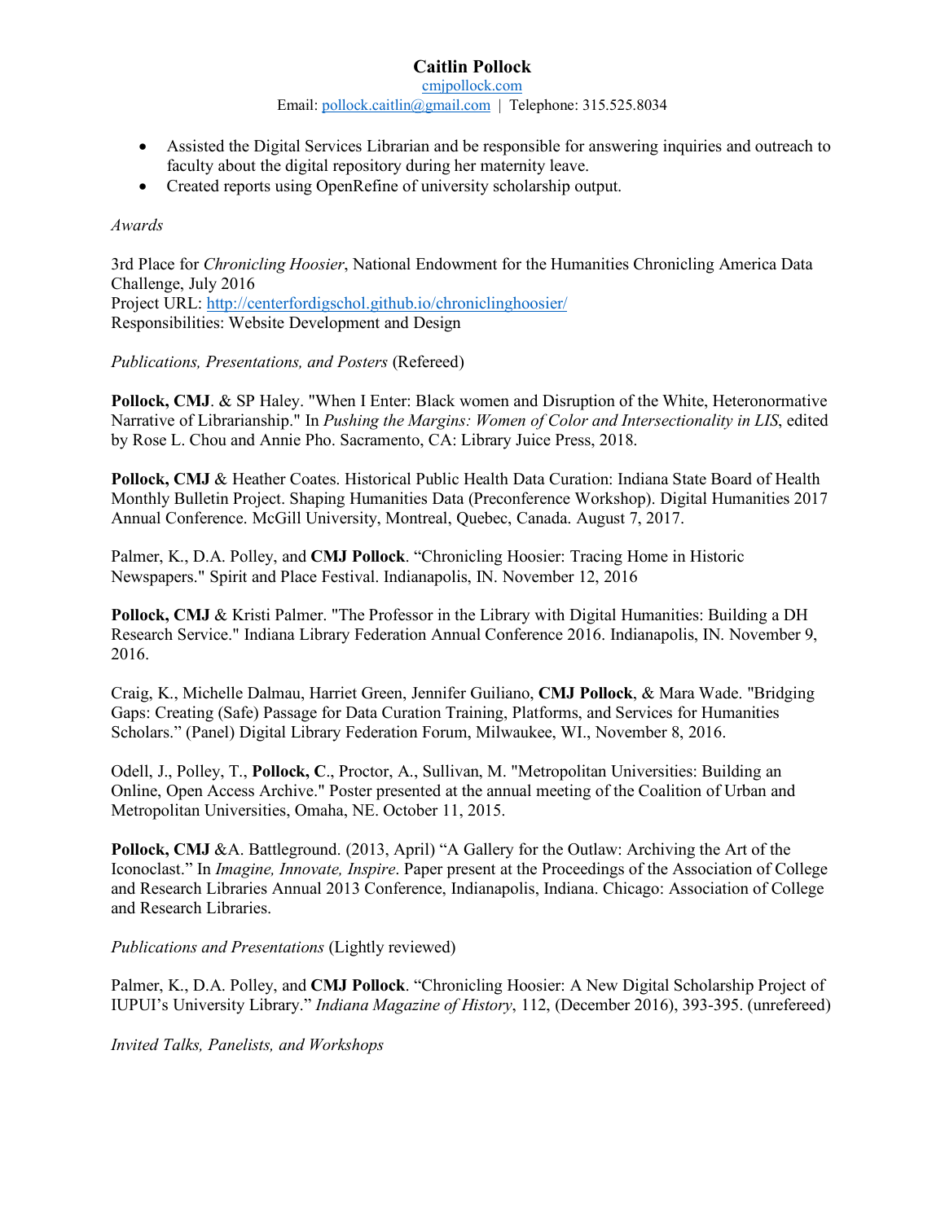- Assisted the Digital Services Librarian and be responsible for answering inquiries and outreach to faculty about the digital repository during her maternity leave.
- Created reports using OpenRefine of university scholarship output.

*Awards*

3rd Place for *Chronicling Hoosier*, National Endowment for the Humanities Chronicling America Data Challenge, July 2016
Project URL: http://centerfordigschol.github.io/chroniclinghoosier/
Responsibilities: Website Development and Design

*Publications, Presentations, and Posters* (Refereed)

**Pollock, CMJ**. & SP Haley. "When I Enter: Black women and Disruption of the White, Heteronormative Narrative of Librarianship." In *Pushing the Margins: Women of Color and Intersectionality in LIS*, edited by Rose L. Chou and Annie Pho. Sacramento, CA: Library Juice Press, 2018.

**Pollock, CMJ** & Heather Coates. Historical Public Health Data Curation: Indiana State Board of Health Monthly Bulletin Project. Shaping Humanities Data (Preconference Workshop). Digital Humanities 2017 Annual Conference. McGill University, Montreal, Quebec, Canada. August 7, 2017.

Palmer, K., D.A. Polley, and **CMJ Pollock**. "Chronicling Hoosier: Tracing Home in Historic Newspapers." Spirit and Place Festival. Indianapolis, IN. November 12, 2016

**Pollock, CMJ** & Kristi Palmer. "The Professor in the Library with Digital Humanities: Building a DH Research Service." Indiana Library Federation Annual Conference 2016. Indianapolis, IN. November 9, 2016.

Craig, K., Michelle Dalmau, Harriet Green, Jennifer Guiliano, **CMJ Pollock**, & Mara Wade. "Bridging Gaps: Creating (Safe) Passage for Data Curation Training, Platforms, and Services for Humanities Scholars." (Panel) Digital Library Federation Forum, Milwaukee, WI., November 8, 2016.

Odell, J., Polley, T., **Pollock, C.**, Proctor, A., Sullivan, M. "Metropolitan Universities: Building an Online, Open Access Archive." Poster presented at the annual meeting of the Coalition of Urban and Metropolitan Universities, Omaha, NE. October 11, 2015.

**Pollock, CMJ** &A. Battleground. (2013, April) "A Gallery for the Outlaw: Archiving the Art of the Iconoclast." In *Imagine, Innovate, Inspire*. Paper present at the Proceedings of the Association of College and Research Libraries Annual 2013 Conference, Indianapolis, Indiana. Chicago: Association of College and Research Libraries.

*Publications and Presentations* (Lightly reviewed)

Palmer, K., D.A. Polley, and **CMJ Pollock**. "Chronicling Hoosier: A New Digital Scholarship Project of IUPUI's University Library." *Indiana Magazine of History*, 112, (December 2016), 393-395. (unrefereed)

*Invited Talks, Panelists, and Workshops*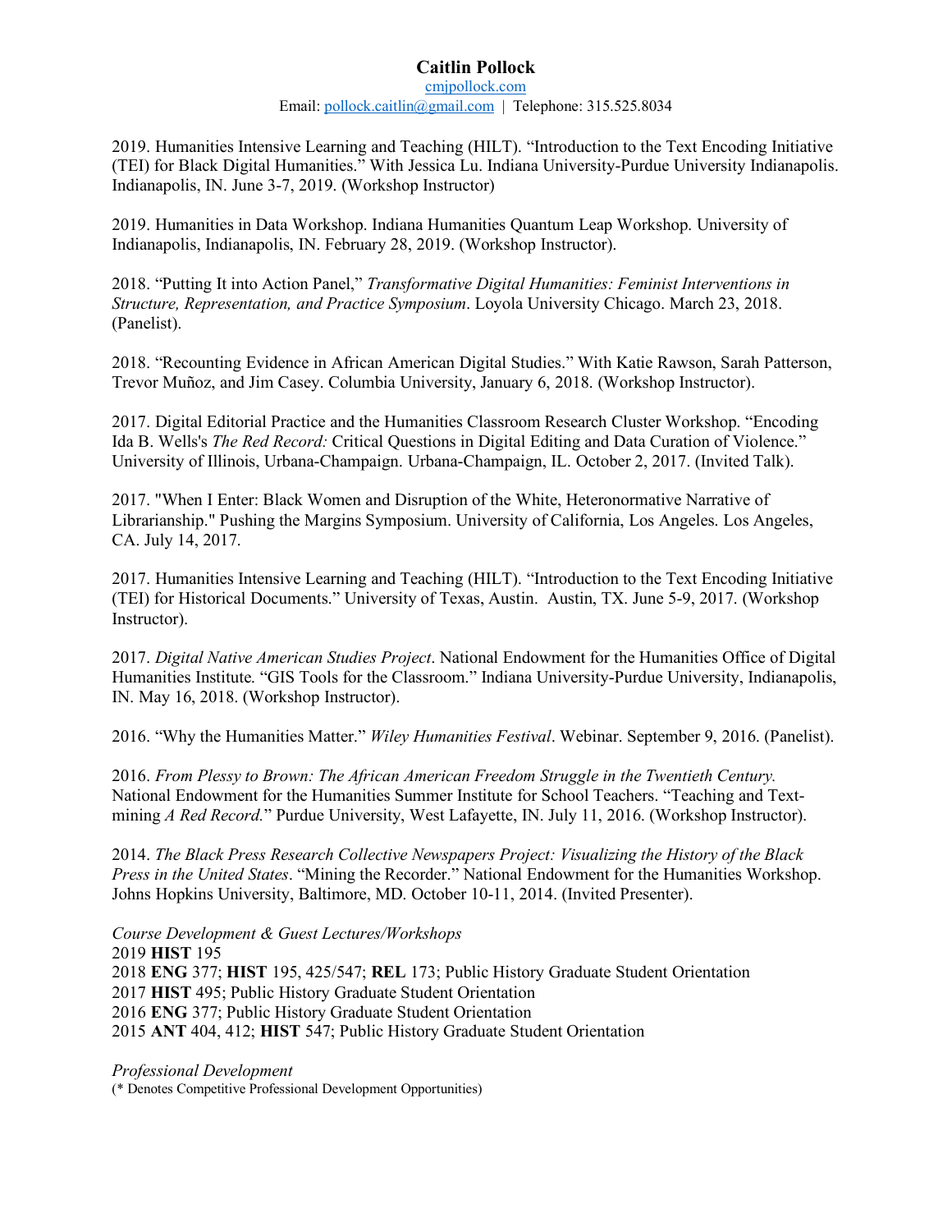2019. Humanities Intensive Learning and Teaching (HILT). "Introduction to the Text Encoding Initiative (TEI) for Black Digital Humanities." With Jessica Lu. Indiana University-Purdue University Indianapolis. Indianapolis, IN. June 3-7, 2019. (Workshop Instructor)

2019. Humanities in Data Workshop. Indiana Humanities Quantum Leap Workshop. University of Indianapolis, Indianapolis, IN. February 28, 2019. (Workshop Instructor).

2018. "Putting It into Action Panel," *Transformative Digital Humanities: Feminist Interventions in Structure, Representation, and Practice Symposium*. Loyola University Chicago. March 23, 2018. (Panelist).

2018. "Recounting Evidence in African American Digital Studies." With Katie Rawson, Sarah Patterson, Trevor Muñoz, and Jim Casey. Columbia University, January 6, 2018. (Workshop Instructor).

2017. Digital Editorial Practice and the Humanities Classroom Research Cluster Workshop. "Encoding Ida B. Wells's *The Red Record:* Critical Questions in Digital Editing and Data Curation of Violence." University of Illinois, Urbana-Champaign. Urbana-Champaign, IL. October 2, 2017. (Invited Talk).

2017. "When I Enter: Black Women and Disruption of the White, Heteronormative Narrative of Librarianship." Pushing the Margins Symposium. University of California, Los Angeles. Los Angeles, CA. July 14, 2017.

2017. Humanities Intensive Learning and Teaching (HILT). "Introduction to the Text Encoding Initiative (TEI) for Historical Documents." University of Texas, Austin. Austin, TX. June 5-9, 2017. (Workshop Instructor).

2017. *Digital Native American Studies Project*. National Endowment for the Humanities Office of Digital Humanities Institute. "GIS Tools for the Classroom." Indiana University-Purdue University, Indianapolis, IN. May 16, 2018. (Workshop Instructor).

2016. "Why the Humanities Matter." *Wiley Humanities Festival*. Webinar. September 9, 2016. (Panelist).

2016. *From Plessy to Brown: The African American Freedom Struggle in the Twentieth Century.* National Endowment for the Humanities Summer Institute for School Teachers. "Teaching and Text-mining *A Red Record.*" Purdue University, West Lafayette, IN. July 11, 2016. (Workshop Instructor).

2014. *The Black Press Research Collective Newspapers Project: Visualizing the History of the Black Press in the United States*. "Mining the Recorder." National Endowment for the Humanities Workshop. Johns Hopkins University, Baltimore, MD. October 10-11, 2014. (Invited Presenter).

*Course Development & Guest Lectures/Workshops*
2019 **HIST** 195
2018 **ENG** 377; **HIST** 195, 425/547; **REL** 173; Public History Graduate Student Orientation
2017 **HIST** 495; Public History Graduate Student Orientation
2016 **ENG** 377; Public History Graduate Student Orientation
2015 **ANT** 404, 412; **HIST** 547; Public History Graduate Student Orientation

*Professional Development*
(* Denotes Competitive Professional Development Opportunities)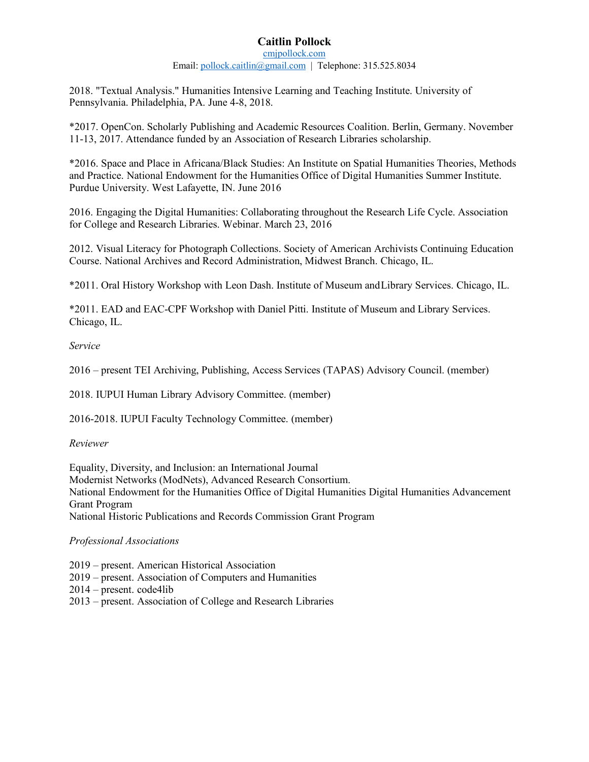**Caitlin Pollock**
cmjpollock.com
Email: pollock.caitlin@gmail.com | Telephone: 315.525.8034

2018. "Textual Analysis." Humanities Intensive Learning and Teaching Institute. University of Pennsylvania. Philadelphia, PA. June 4-8, 2018.

*2017. OpenCon. Scholarly Publishing and Academic Resources Coalition. Berlin, Germany. November 11-13, 2017. Attendance funded by an Association of Research Libraries scholarship.

*2016. Space and Place in Africana/Black Studies: An Institute on Spatial Humanities Theories, Methods and Practice. National Endowment for the Humanities Office of Digital Humanities Summer Institute. Purdue University. West Lafayette, IN. June 2016

2016. Engaging the Digital Humanities: Collaborating throughout the Research Life Cycle. Association for College and Research Libraries. Webinar. March 23, 2016

2012. Visual Literacy for Photograph Collections. Society of American Archivists Continuing Education Course. National Archives and Record Administration, Midwest Branch. Chicago, IL.

*2011. Oral History Workshop with Leon Dash. Institute of Museum and Library Services. Chicago, IL.

*2011. EAD and EAC-CPF Workshop with Daniel Pitti. Institute of Museum and Library Services. Chicago, IL.

*Service*

2016 – present TEI Archiving, Publishing, Access Services (TAPAS) Advisory Council. (member)

2018. IUPUI Human Library Advisory Committee. (member)

2016-2018. IUPUI Faculty Technology Committee. (member)

*Reviewer*

Equality, Diversity, and Inclusion: an International Journal
Modernist Networks (ModNets), Advanced Research Consortium.
National Endowment for the Humanities Office of Digital Humanities Digital Humanities Advancement Grant Program
National Historic Publications and Records Commission Grant Program

*Professional Associations*

2019 – present. American Historical Association
2019 – present. Association of Computers and Humanities
2014 – present. code4lib
2013 – present. Association of College and Research Libraries